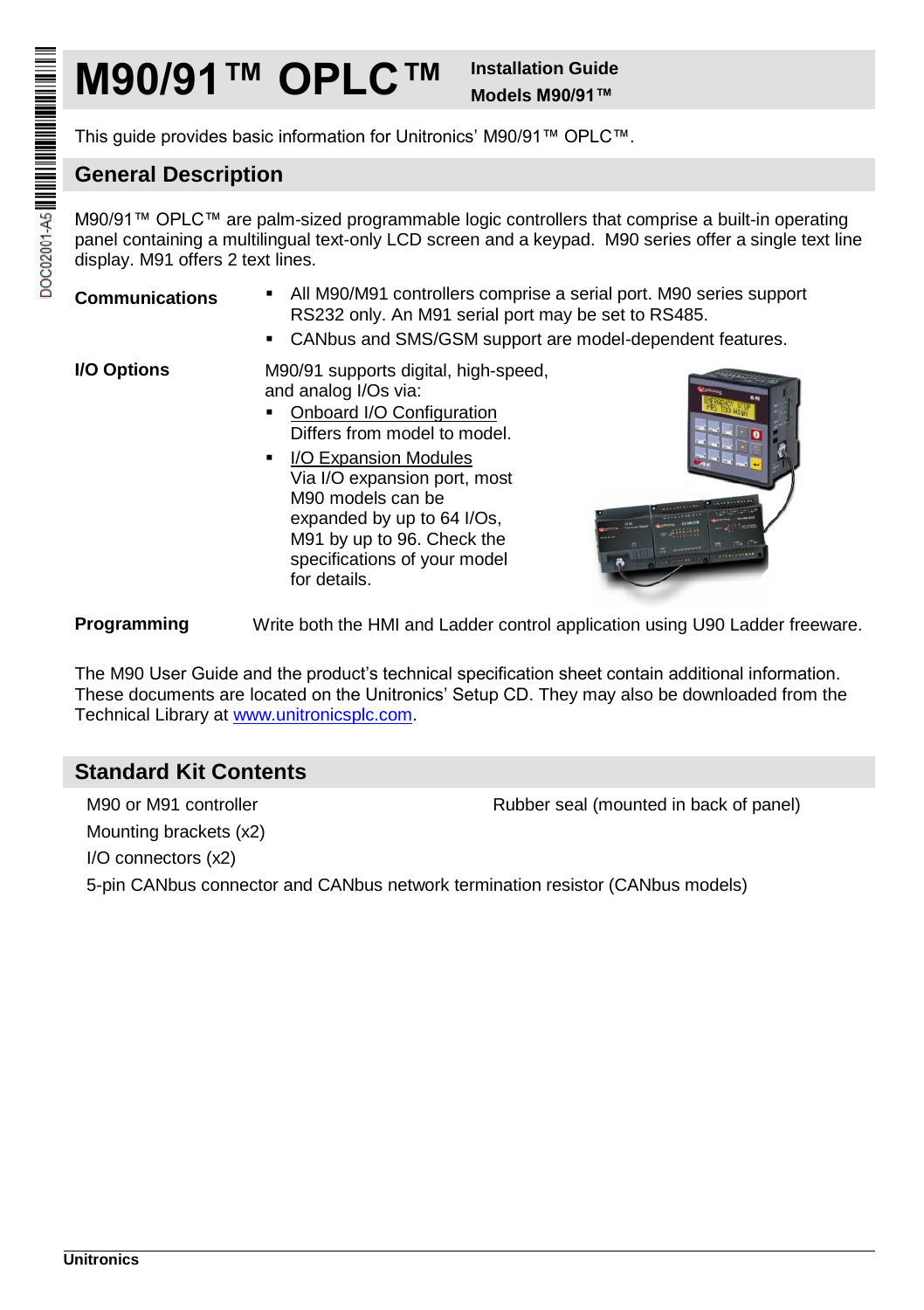# M90/91™ OPLC™

**Installation Guide**
**Models M90/91™**

This guide provides basic information for Unitronics' M90/91™ OPLC™.

## General Description

M90/91™ OPLC™ are palm-sized programmable logic controllers that comprise a built-in operating panel containing a multilingual text-only LCD screen and a keypad. M90 series offer a single text line display. M91 offers 2 text lines.

**Communications**

- All M90/M91 controllers comprise a serial port. M90 series support RS232 only. An M91 serial port may be set to RS485.
- CANbus and SMS/GSM support are model-dependent features.

**I/O Options**

M90/91 supports digital, high-speed, and analog I/Os via:

- Onboard I/O Configuration
  Differs from model to model.
- I/O Expansion Modules
  Via I/O expansion port, most M90 models can be expanded by up to 64 I/Os, M91 by up to 96. Check the specifications of your model for details.

**Programming**

Write both the HMI and Ladder control application using U90 Ladder freeware.

The M90 User Guide and the product's technical specification sheet contain additional information. These documents are located on the Unitronics' Setup CD. They may also be downloaded from the Technical Library at www.unitronicsplc.com.

## Standard Kit Contents

- M90 or M91 controller
- Mounting brackets (x2)
- I/O connectors (x2)
- 5-pin CANbus connector and CANbus network termination resistor (CANbus models)
- Rubber seal (mounted in back of panel)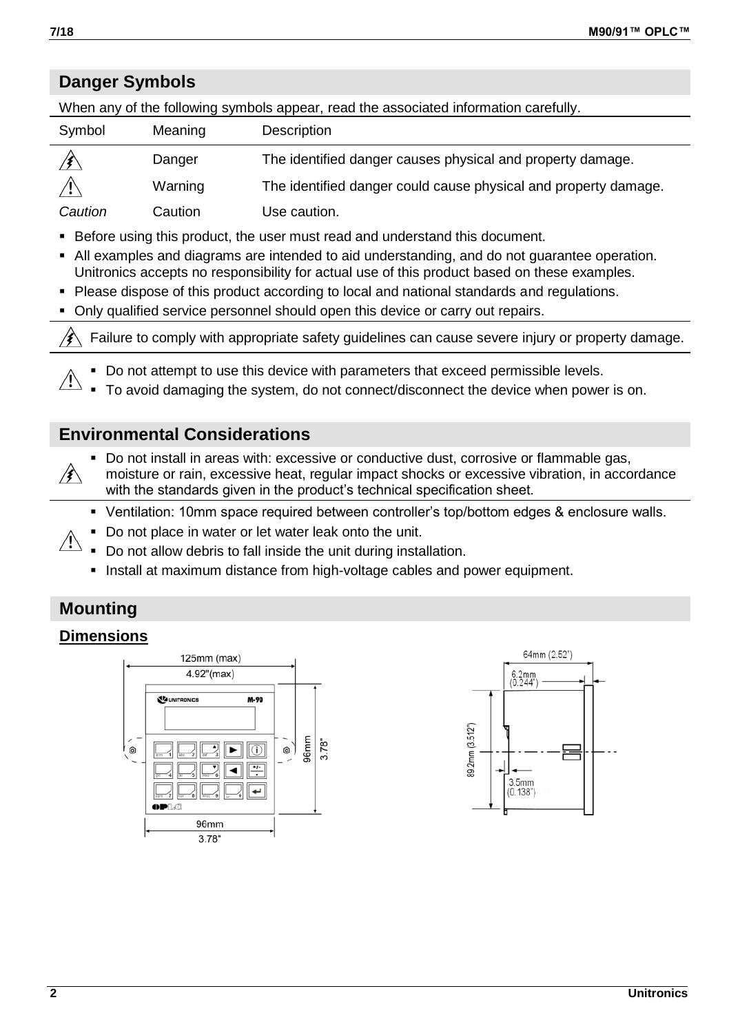## Danger Symbols

When any of the following symbols appear, read the associated information carefully.

| Symbol | Meaning | Description |
|---|---|---|
| ⚡ | Danger | The identified danger causes physical and property damage. |
| ⚠ | Warning | The identified danger could cause physical and property damage. |
| *Caution* | Caution | Use caution. |

- Before using this product, the user must read and understand this document.
- All examples and diagrams are intended to aid understanding, and do not guarantee operation. Unitronics accepts no responsibility for actual use of this product based on these examples.
- Please dispose of this product according to local and national standards and regulations.
- Only qualified service personnel should open this device or carry out repairs.

⚡ Failure to comply with appropriate safety guidelines can cause severe injury or property damage.

⚠
- Do not attempt to use this device with parameters that exceed permissible levels.
- To avoid damaging the system, do not connect/disconnect the device when power is on.

## Environmental Considerations

⚡
- Do not install in areas with: excessive or conductive dust, corrosive or flammable gas, moisture or rain, excessive heat, regular impact shocks or excessive vibration, in accordance with the standards given in the product's technical specification sheet.

⚠
- Ventilation: 10mm space required between controller's top/bottom edges & enclosure walls.
- Do not place in water or let water leak onto the unit.
- Do not allow debris to fall inside the unit during installation.
- Install at maximum distance from high-voltage cables and power equipment.

## Mounting

### Dimensions

125mm (max)
4.92"(max)
96mm
3.78"
96mm
3.78"

64mm (2.52")
6.2mm (0.244")
89.2mm (3.512")
3.5mm (0.138")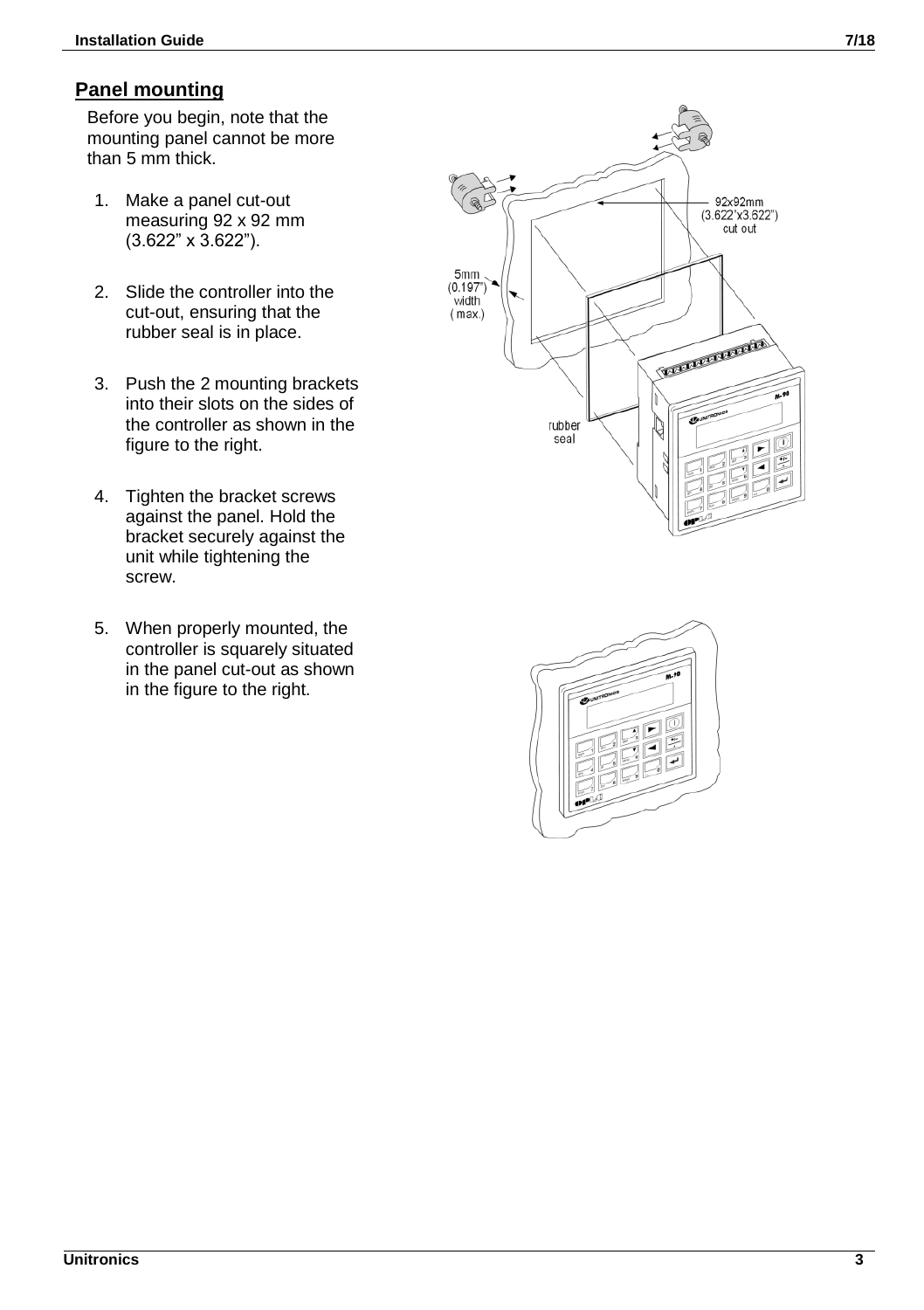## Panel mounting

Before you begin, note that the mounting panel cannot be more than 5 mm thick.

1. Make a panel cut-out measuring 92 x 92 mm (3.622” x 3.622”).
2. Slide the controller into the cut-out, ensuring that the rubber seal is in place.
3. Push the 2 mounting brackets into their slots on the sides of the controller as shown in the figure to the right.
4. Tighten the bracket screws against the panel. Hold the bracket securely against the unit while tightening the screw.
5. When properly mounted, the controller is squarely situated in the panel cut-out as shown in the figure to the right.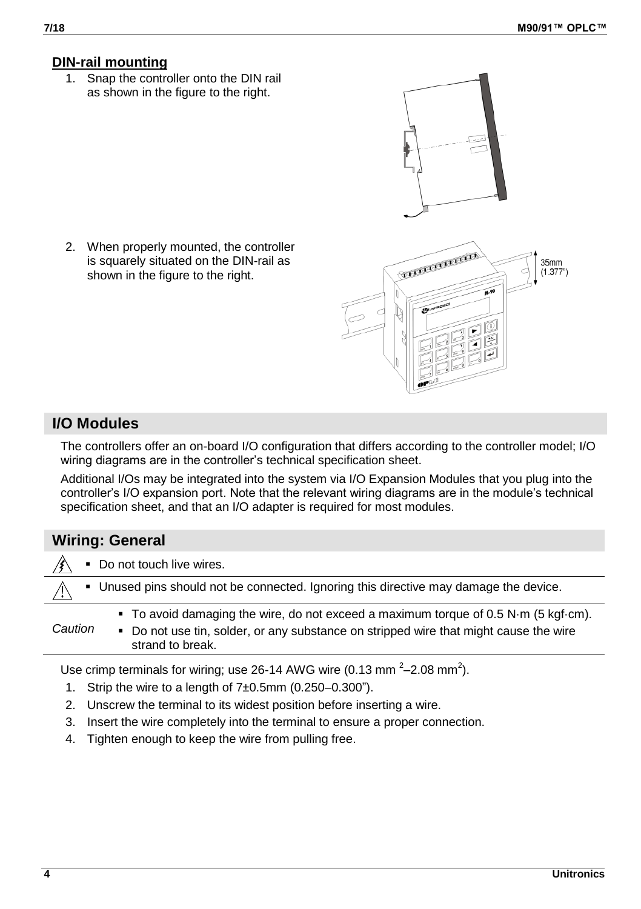## DIN-rail mounting

1. Snap the controller onto the DIN rail as shown in the figure to the right.
2. When properly mounted, the controller is squarely situated on the DIN-rail as shown in the figure to the right.

35mm (1.377")

## I/O Modules

The controllers offer an on-board I/O configuration that differs according to the controller model; I/O wiring diagrams are in the controller's technical specification sheet.

Additional I/Os may be integrated into the system via I/O Expansion Modules that you plug into the controller's I/O expansion port. Note that the relevant wiring diagrams are in the module's technical specification sheet, and that an I/O adapter is required for most modules.

## Wiring: General

- Do not touch live wires.

- Unused pins should not be connected. Ignoring this directive may damage the device.

*Caution*

- To avoid damaging the wire, do not exceed a maximum torque of 0.5 N·m (5 kgf·cm).
- Do not use tin, solder, or any substance on stripped wire that might cause the wire strand to break.

Use crimp terminals for wiring; use 26-14 AWG wire (0.13 $mm^2$–2.08 $mm^2$).

1. Strip the wire to a length of 7±0.5mm (0.250–0.300").
2. Unscrew the terminal to its widest position before inserting a wire.
3. Insert the wire completely into the terminal to ensure a proper connection.
4. Tighten enough to keep the wire from pulling free.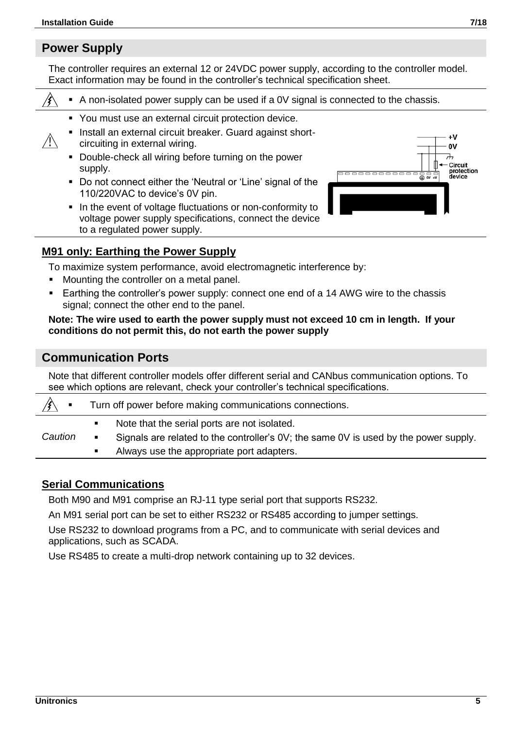## Power Supply

The controller requires an external 12 or 24VDC power supply, according to the controller model. Exact information may be found in the controller's technical specification sheet.

- A non-isolated power supply can be used if a 0V signal is connected to the chassis.

- You must use an external circuit protection device.
- Install an external circuit breaker. Guard against short-circuiting in external wiring.
- Double-check all wiring before turning on the power supply.
- Do not connect either the 'Neutral or 'Line' signal of the 110/220VAC to device's 0V pin.
- In the event of voltage fluctuations or non-conformity to voltage power supply specifications, connect the device to a regulated power supply.

### M91 only: Earthing the Power Supply

To maximize system performance, avoid electromagnetic interference by:

- Mounting the controller on a metal panel.
- Earthing the controller's power supply: connect one end of a 14 AWG wire to the chassis signal; connect the other end to the panel.

**Note: The wire used to earth the power supply must not exceed 10 cm in length. If your conditions do not permit this, do not earth the power supply**

## Communication Ports

Note that different controller models offer different serial and CANbus communication options. To see which options are relevant, check your controller's technical specifications.

- Turn off power before making communications connections.

*Caution*

- Note that the serial ports are not isolated.
- Signals are related to the controller's 0V; the same 0V is used by the power supply.
- Always use the appropriate port adapters.

### Serial Communications

Both M90 and M91 comprise an RJ-11 type serial port that supports RS232.

An M91 serial port can be set to either RS232 or RS485 according to jumper settings.

Use RS232 to download programs from a PC, and to communicate with serial devices and applications, such as SCADA.

Use RS485 to create a multi-drop network containing up to 32 devices.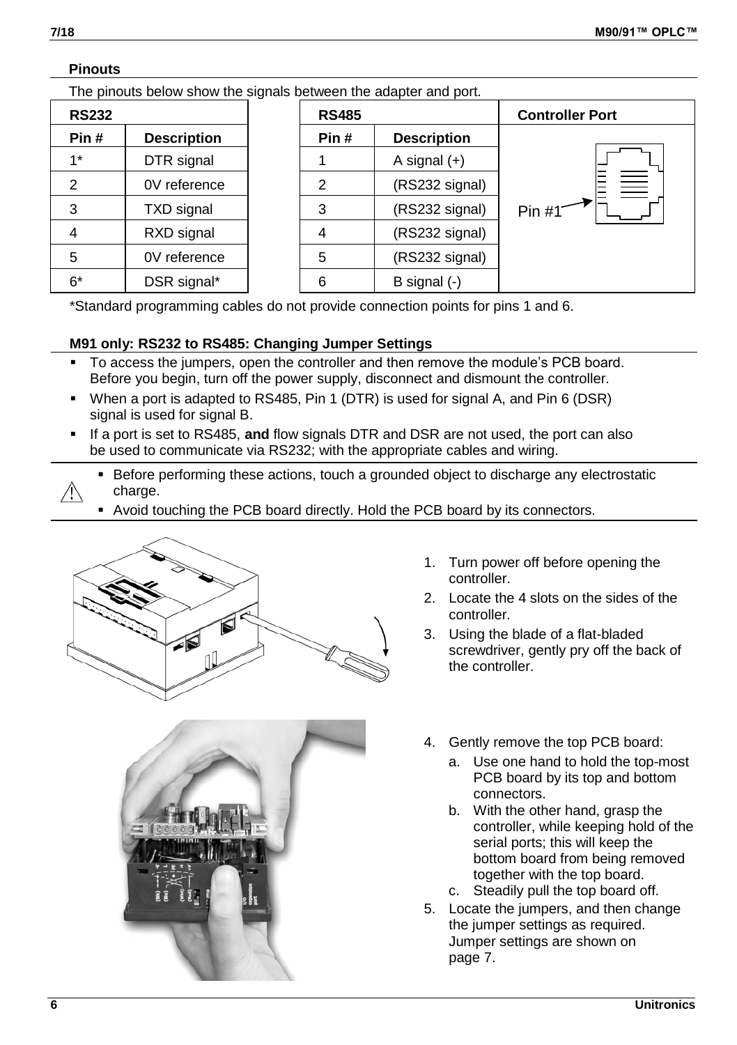### Pinouts

The pinouts below show the signals between the adapter and port.

| RS232 | | | RS485 | | | Controller Port |
|---|---|---|---|---|---|---|
| **Pin #** | **Description** | | **Pin #** | **Description** | | |
| 1* | DTR signal | | 1 | A signal (+) | | Pin #1 |
| 2 | 0V reference | | 2 | (RS232 signal) | | |
| 3 | TXD signal | | 3 | (RS232 signal) | | |
| 4 | RXD signal | | 4 | (RS232 signal) | | |
| 5 | 0V reference | | 5 | (RS232 signal) | | |
| 6* | DSR signal* | | 6 | B signal (-) | | |

*Standard programming cables do not provide connection points for pins 1 and 6.

### M91 only: RS232 to RS485: Changing Jumper Settings

- To access the jumpers, open the controller and then remove the module's PCB board. Before you begin, turn off the power supply, disconnect and dismount the controller.
- When a port is adapted to RS485, Pin 1 (DTR) is used for signal A, and Pin 6 (DSR) signal is used for signal B.
- If a port is set to RS485, **and** flow signals DTR and DSR are not used, the port can also be used to communicate via RS232; with the appropriate cables and wiring.

> ⚠
> - Before performing these actions, touch a grounded object to discharge any electrostatic charge.
> - Avoid touching the PCB board directly. Hold the PCB board by its connectors.

1. Turn power off before opening the controller.
2. Locate the 4 slots on the sides of the controller.
3. Using the blade of a flat-bladed screwdriver, gently pry off the back of the controller.
4. Gently remove the top PCB board:
   a. Use one hand to hold the top-most PCB board by its top and bottom connectors.
   b. With the other hand, grasp the controller, while keeping hold of the serial ports; this will keep the bottom board from being removed together with the top board.
   c. Steadily pull the top board off.
5. Locate the jumpers, and then change the jumper settings as required. Jumper settings are shown on page 7.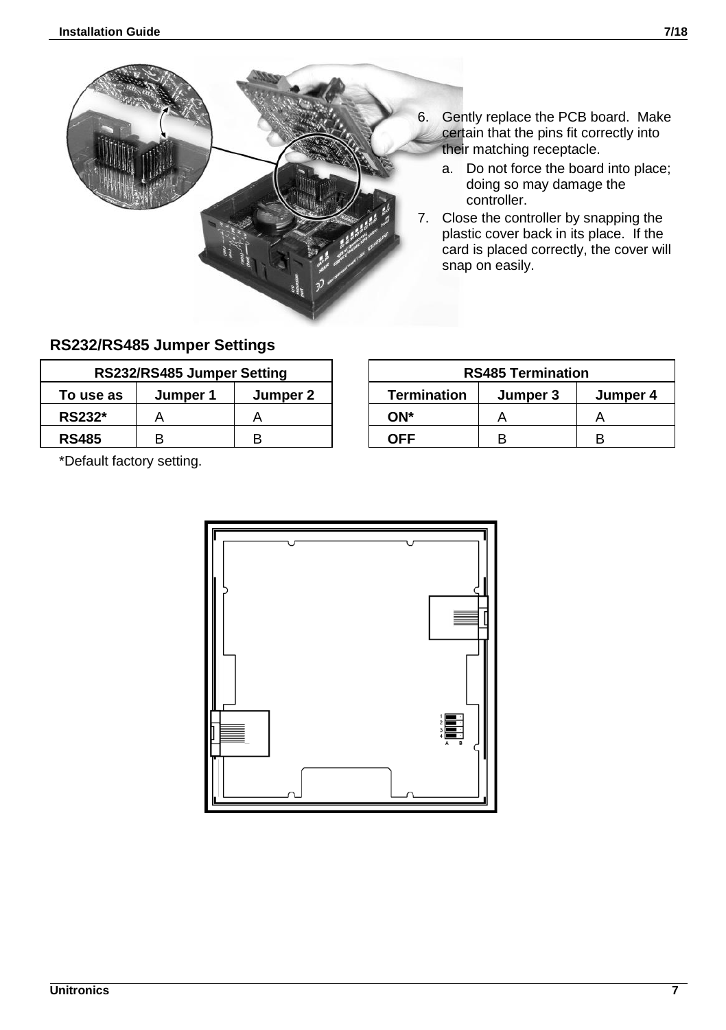6. Gently replace the PCB board. Make certain that the pins fit correctly into their matching receptacle.
   a. Do not force the board into place; doing so may damage the controller.
7. Close the controller by snapping the plastic cover back in its place. If the card is placed correctly, the cover will snap on easily.

## RS232/RS485 Jumper Settings

| RS232/RS485 Jumper Setting | | |
|---|---|---|
| **To use as** | **Jumper 1** | **Jumper 2** |
| **RS232*** | A | A |
| **RS485** | B | B |

| RS485 Termination | | |
|---|---|---|
| **Termination** | **Jumper 3** | **Jumper 4** |
| **ON*** | A | A |
| **OFF** | B | B |

*Default factory setting.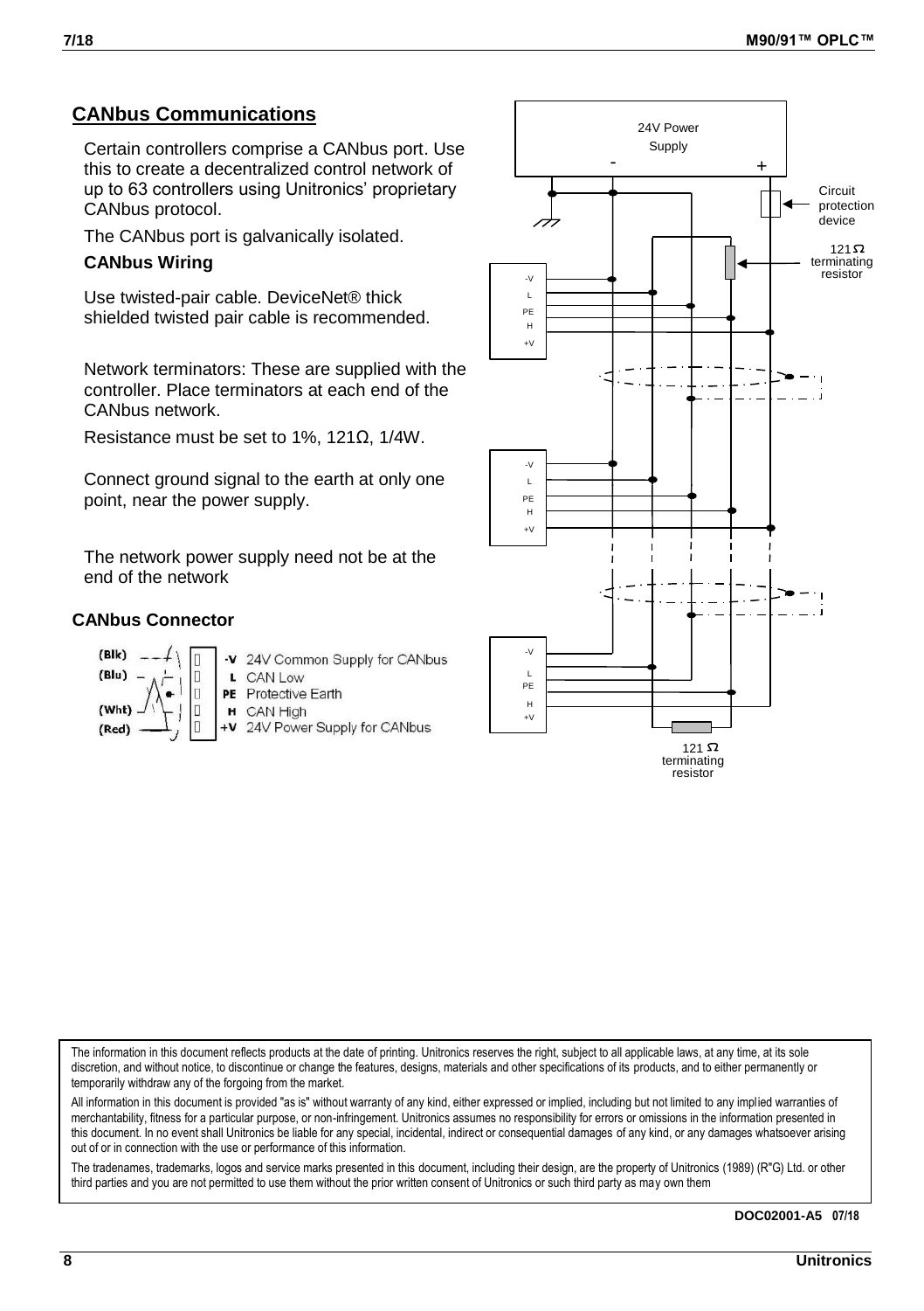## CANbus Communications

Certain controllers comprise a CANbus port. Use this to create a decentralized control network of up to 63 controllers using Unitronics' proprietary CANbus protocol.

The CANbus port is galvanically isolated.

### CANbus Wiring

Use twisted-pair cable. DeviceNet® thick shielded twisted pair cable is recommended.

Network terminators: These are supplied with the controller. Place terminators at each end of the CANbus network.

Resistance must be set to 1%, 121Ω, 1/4W.

Connect ground signal to the earth at only one point, near the power supply.

The network power supply need not be at the end of the network

### CANbus Connector

(Blk) -V 24V Common Supply for CANbus
(Blu) L CAN Low
PE Protective Earth
(Wht) H CAN High
(Red) +V 24V Power Supply for CANbus

24V Power Supply
-
+
Circuit protection device
121 Ω terminating resistor
-V
L
PE
H
+V
121 Ω terminating resistor

The information in this document reflects products at the date of printing. Unitronics reserves the right, subject to all applicable laws, at any time, at its sole discretion, and without notice, to discontinue or change the features, designs, materials and other specifications of its products, and to either permanently or temporarily withdraw any of the forgoing from the market.

All information in this document is provided "as is" without warranty of any kind, either expressed or implied, including but not limited to any implied warranties of merchantability, fitness for a particular purpose, or non-infringement. Unitronics assumes no responsibility for errors or omissions in the information presented in this document. In no event shall Unitronics be liable for any special, incidental, indirect or consequential damages of any kind, or any damages whatsoever arising out of or in connection with the use or performance of this information.

The tradenames, trademarks, logos and service marks presented in this document, including their design, are the property of Unitronics (1989) (R"G) Ltd. or other third parties and you are not permitted to use them without the prior written consent of Unitronics or such third party as may own them

DOC02001-A5 07/18